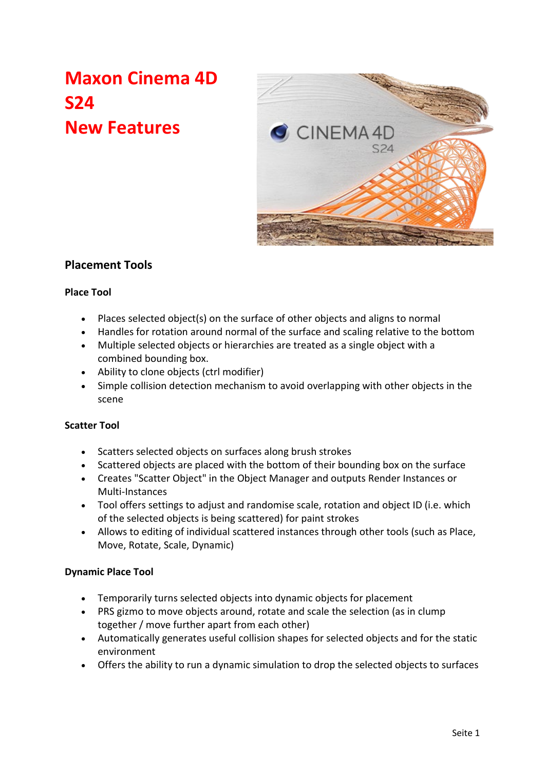# Maxon Cinema 4D S24 New Features

## Placement Tools

### Place Tool

- Places selected object(s) on the surface of other objects and aligns to normal
- Handles for rotation around normal of the surface and scaling relative to the bottom
- Multiple selected objects or hierarchies are treated as a single object with a combined bounding box.
- Ability to clone objects (ctrl modifier)
- Simple collision detection mechanism to avoid overlapping with other objects in the scene

### Scatter Tool

- Scatters selected objects on surfaces along brush strokes
- Scattered objects are placed with the bottom of their bounding box on the surface
- Creates "Scatter Object" in the Object Manager and outputs Render Instances or Multi-Instances
- Tool offers settings to adjust and randomise scale, rotation and object ID (i.e. which of the selected objects is being scattered) for paint strokes
- Allows to editing of individual scattered instances through other tools (such as Place, Move, Rotate, Scale, Dynamic)

### Dynamic Place Tool

- Temporarily turns selected objects into dynamic objects for placement
- PRS gizmo to move objects around, rotate and scale the selection (as in clump together / move further apart from each other)
- Automatically generates useful collision shapes for selected objects and for the static environment
- Offers the ability to run a dynamic simulation to drop the selected objects to surfaces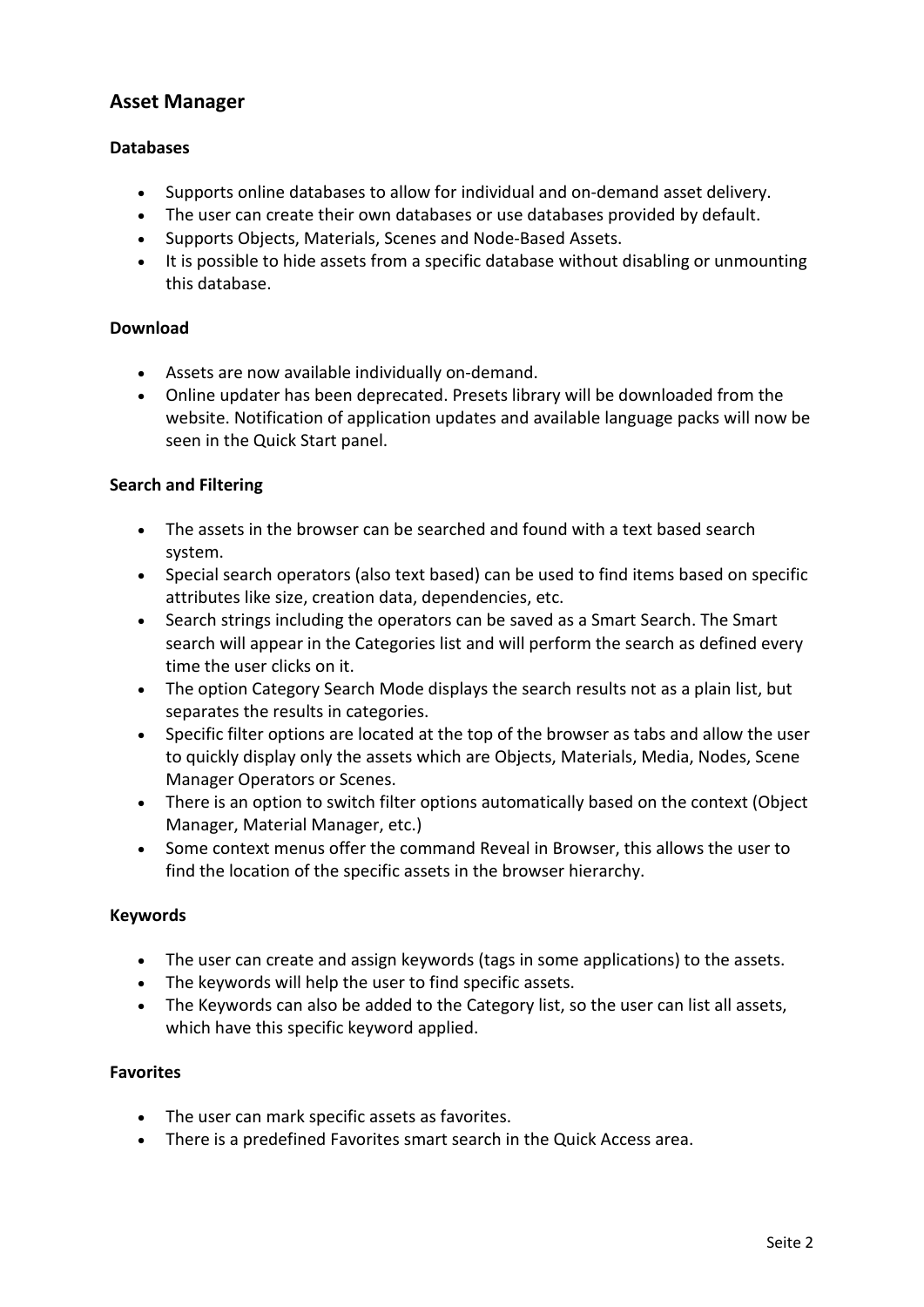## Asset Manager

### Databases

- Supports online databases to allow for individual and on-demand asset delivery.
- The user can create their own databases or use databases provided by default.
- Supports Objects, Materials, Scenes and Node-Based Assets.
- It is possible to hide assets from a specific database without disabling or unmounting this database.

### Download

- Assets are now available individually on-demand.
- Online updater has been deprecated. Presets library will be downloaded from the website. Notification of application updates and available language packs will now be seen in the Quick Start panel.

### Search and Filtering

- The assets in the browser can be searched and found with a text based search system.
- Special search operators (also text based) can be used to find items based on specific attributes like size, creation data, dependencies, etc.
- Search strings including the operators can be saved as a Smart Search. The Smart search will appear in the Categories list and will perform the search as defined every time the user clicks on it.
- The option Category Search Mode displays the search results not as a plain list, but separates the results in categories.
- Specific filter options are located at the top of the browser as tabs and allow the user to quickly display only the assets which are Objects, Materials, Media, Nodes, Scene Manager Operators or Scenes.
- There is an option to switch filter options automatically based on the context (Object Manager, Material Manager, etc.)
- Some context menus offer the command Reveal in Browser, this allows the user to find the location of the specific assets in the browser hierarchy.

### Keywords

- The user can create and assign keywords (tags in some applications) to the assets.
- The keywords will help the user to find specific assets.
- The Keywords can also be added to the Category list, so the user can list all assets, which have this specific keyword applied.

### Favorites

- The user can mark specific assets as favorites.
- There is a predefined Favorites smart search in the Quick Access area.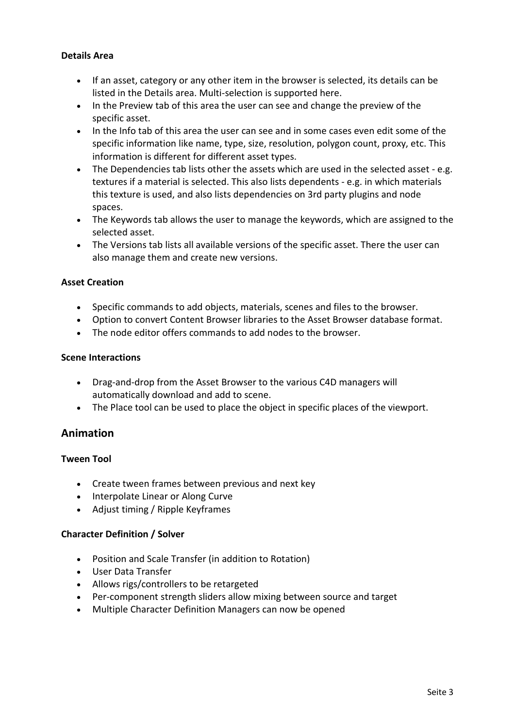**Details Area**

- If an asset, category or any other item in the browser is selected, its details can be listed in the Details area. Multi-selection is supported here.
- In the Preview tab of this area the user can see and change the preview of the specific asset.
- In the Info tab of this area the user can see and in some cases even edit some of the specific information like name, type, size, resolution, polygon count, proxy, etc. This information is different for different asset types.
- The Dependencies tab lists other the assets which are used in the selected asset - e.g. textures if a material is selected. This also lists dependents - e.g. in which materials this texture is used, and also lists dependencies on 3rd party plugins and node spaces.
- The Keywords tab allows the user to manage the keywords, which are assigned to the selected asset.
- The Versions tab lists all available versions of the specific asset. There the user can also manage them and create new versions.

**Asset Creation**

- Specific commands to add objects, materials, scenes and files to the browser.
- Option to convert Content Browser libraries to the Asset Browser database format.
- The node editor offers commands to add nodes to the browser.

**Scene Interactions**

- Drag-and-drop from the Asset Browser to the various C4D managers will automatically download and add to scene.
- The Place tool can be used to place the object in specific places of the viewport.

## Animation

**Tween Tool**

- Create tween frames between previous and next key
- Interpolate Linear or Along Curve
- Adjust timing / Ripple Keyframes

**Character Definition / Solver**

- Position and Scale Transfer (in addition to Rotation)
- User Data Transfer
- Allows rigs/controllers to be retargeted
- Per-component strength sliders allow mixing between source and target
- Multiple Character Definition Managers can now be opened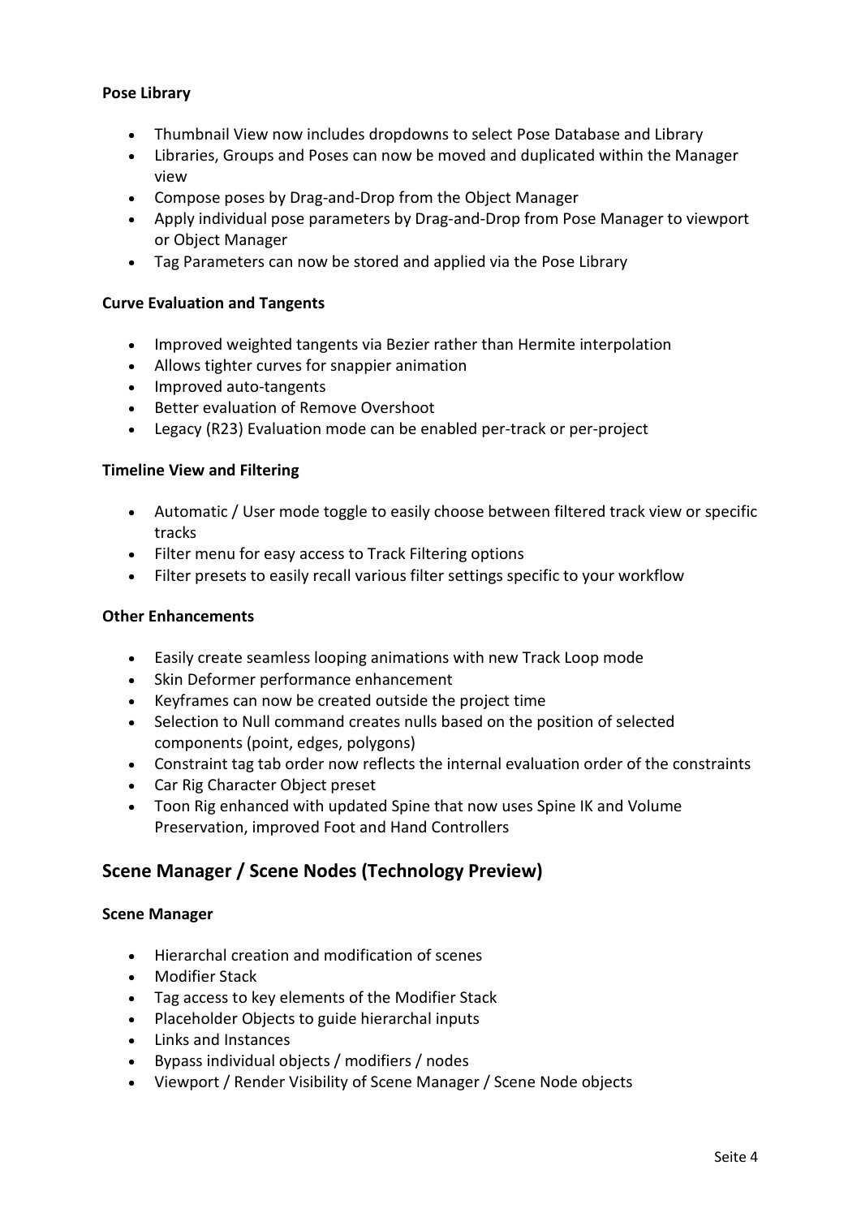### Pose Library

- Thumbnail View now includes dropdowns to select Pose Database and Library
- Libraries, Groups and Poses can now be moved and duplicated within the Manager view
- Compose poses by Drag-and-Drop from the Object Manager
- Apply individual pose parameters by Drag-and-Drop from Pose Manager to viewport or Object Manager
- Tag Parameters can now be stored and applied via the Pose Library

### Curve Evaluation and Tangents

- Improved weighted tangents via Bezier rather than Hermite interpolation
- Allows tighter curves for snappier animation
- Improved auto-tangents
- Better evaluation of Remove Overshoot
- Legacy (R23) Evaluation mode can be enabled per-track or per-project

### Timeline View and Filtering

- Automatic / User mode toggle to easily choose between filtered track view or specific tracks
- Filter menu for easy access to Track Filtering options
- Filter presets to easily recall various filter settings specific to your workflow

### Other Enhancements

- Easily create seamless looping animations with new Track Loop mode
- Skin Deformer performance enhancement
- Keyframes can now be created outside the project time
- Selection to Null command creates nulls based on the position of selected components (point, edges, polygons)
- Constraint tag tab order now reflects the internal evaluation order of the constraints
- Car Rig Character Object preset
- Toon Rig enhanced with updated Spine that now uses Spine IK and Volume Preservation, improved Foot and Hand Controllers

## Scene Manager / Scene Nodes (Technology Preview)

### Scene Manager

- Hierarchal creation and modification of scenes
- Modifier Stack
- Tag access to key elements of the Modifier Stack
- Placeholder Objects to guide hierarchal inputs
- Links and Instances
- Bypass individual objects / modifiers / nodes
- Viewport / Render Visibility of Scene Manager / Scene Node objects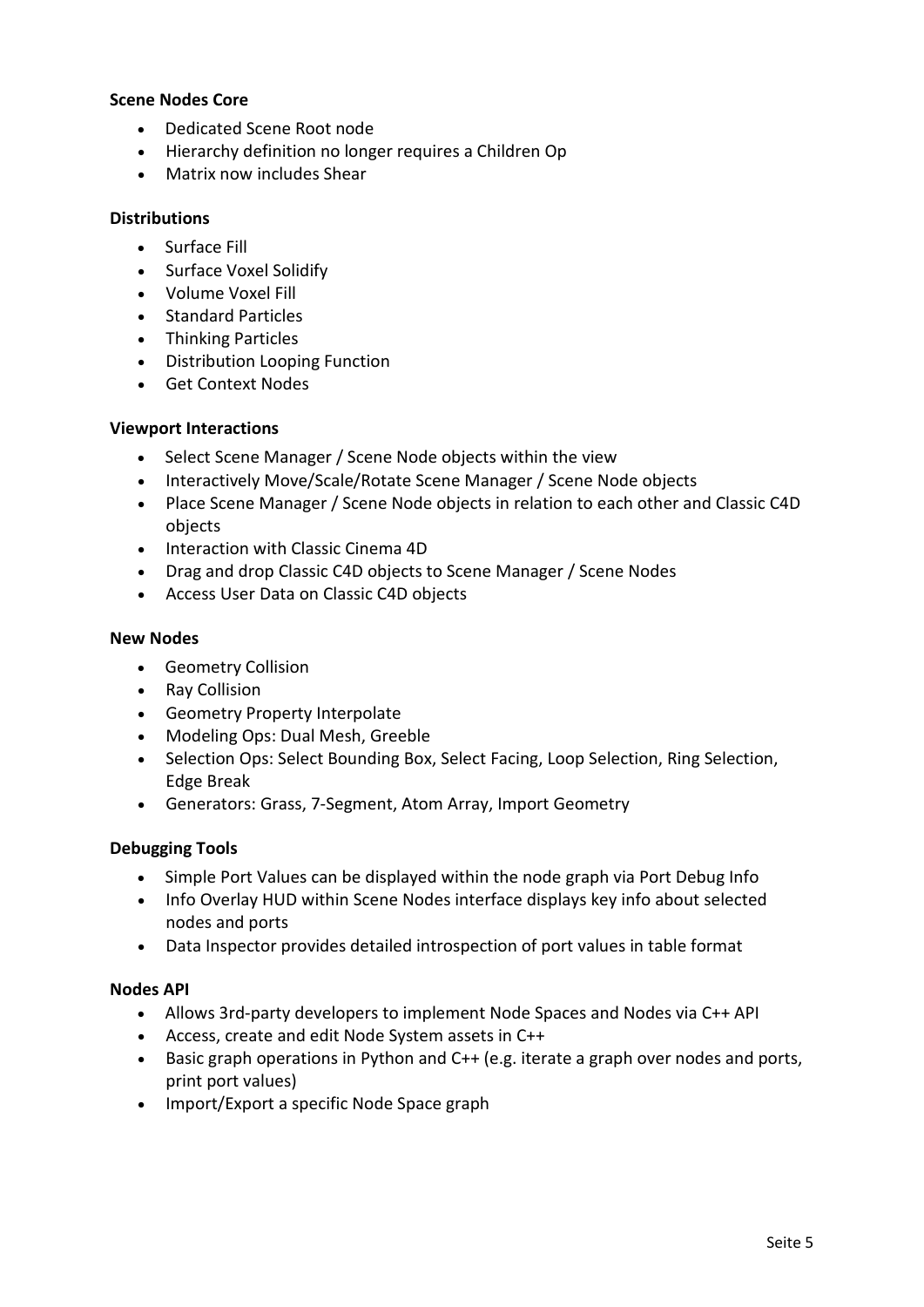**Scene Nodes Core**

- Dedicated Scene Root node
- Hierarchy definition no longer requires a Children Op
- Matrix now includes Shear

**Distributions**

- Surface Fill
- Surface Voxel Solidify
- Volume Voxel Fill
- Standard Particles
- Thinking Particles
- Distribution Looping Function
- Get Context Nodes

**Viewport Interactions**

- Select Scene Manager / Scene Node objects within the view
- Interactively Move/Scale/Rotate Scene Manager / Scene Node objects
- Place Scene Manager / Scene Node objects in relation to each other and Classic C4D objects
- Interaction with Classic Cinema 4D
- Drag and drop Classic C4D objects to Scene Manager / Scene Nodes
- Access User Data on Classic C4D objects

**New Nodes**

- Geometry Collision
- Ray Collision
- Geometry Property Interpolate
- Modeling Ops: Dual Mesh, Greeble
- Selection Ops: Select Bounding Box, Select Facing, Loop Selection, Ring Selection, Edge Break
- Generators: Grass, 7-Segment, Atom Array, Import Geometry

**Debugging Tools**

- Simple Port Values can be displayed within the node graph via Port Debug Info
- Info Overlay HUD within Scene Nodes interface displays key info about selected nodes and ports
- Data Inspector provides detailed introspection of port values in table format

**Nodes API**

- Allows 3rd-party developers to implement Node Spaces and Nodes via C++ API
- Access, create and edit Node System assets in C++
- Basic graph operations in Python and C++ (e.g. iterate a graph over nodes and ports, print port values)
- Import/Export a specific Node Space graph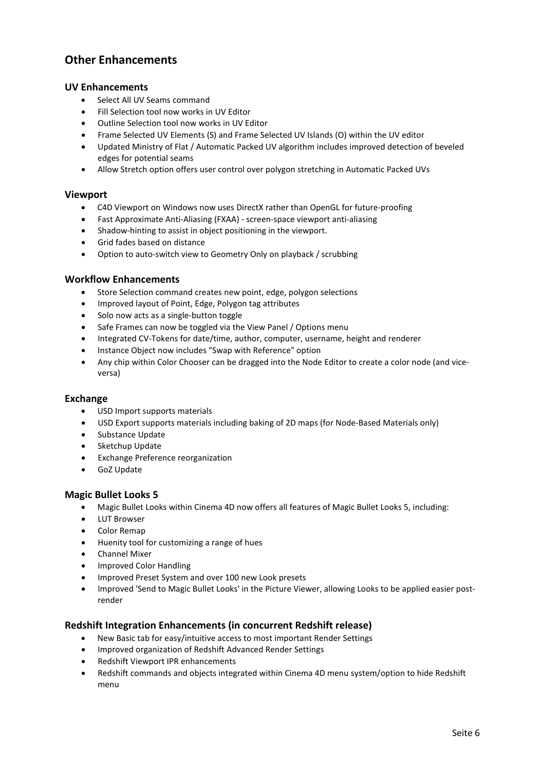## Other Enhancements

### UV Enhancements

- Select All UV Seams command
- Fill Selection tool now works in UV Editor
- Outline Selection tool now works in UV Editor
- Frame Selected UV Elements (S) and Frame Selected UV Islands (O) within the UV editor
- Updated Ministry of Flat / Automatic Packed UV algorithm includes improved detection of beveled edges for potential seams
- Allow Stretch option offers user control over polygon stretching in Automatic Packed UVs

### Viewport

- C4D Viewport on Windows now uses DirectX rather than OpenGL for future-proofing
- Fast Approximate Anti-Aliasing (FXAA) - screen-space viewport anti-aliasing
- Shadow-hinting to assist in object positioning in the viewport.
- Grid fades based on distance
- Option to auto-switch view to Geometry Only on playback / scrubbing

### Workflow Enhancements

- Store Selection command creates new point, edge, polygon selections
- Improved layout of Point, Edge, Polygon tag attributes
- Solo now acts as a single-button toggle
- Safe Frames can now be toggled via the View Panel / Options menu
- Integrated CV-Tokens for date/time, author, computer, username, height and renderer
- Instance Object now includes "Swap with Reference" option
- Any chip within Color Chooser can be dragged into the Node Editor to create a color node (and vice-versa)

### Exchange

- USD Import supports materials
- USD Export supports materials including baking of 2D maps (for Node-Based Materials only)
- Substance Update
- Sketchup Update
- Exchange Preference reorganization
- GoZ Update

### Magic Bullet Looks 5

- Magic Bullet Looks within Cinema 4D now offers all features of Magic Bullet Looks 5, including:
- LUT Browser
- Color Remap
- Huenity tool for customizing a range of hues
- Channel Mixer
- Improved Color Handling
- Improved Preset System and over 100 new Look presets
- Improved 'Send to Magic Bullet Looks' in the Picture Viewer, allowing Looks to be applied easier post-render

### Redshift Integration Enhancements (in concurrent Redshift release)

- New Basic tab for easy/intuitive access to most important Render Settings
- Improved organization of Redshift Advanced Render Settings
- Redshift Viewport IPR enhancements
- Redshift commands and objects integrated within Cinema 4D menu system/option to hide Redshift menu